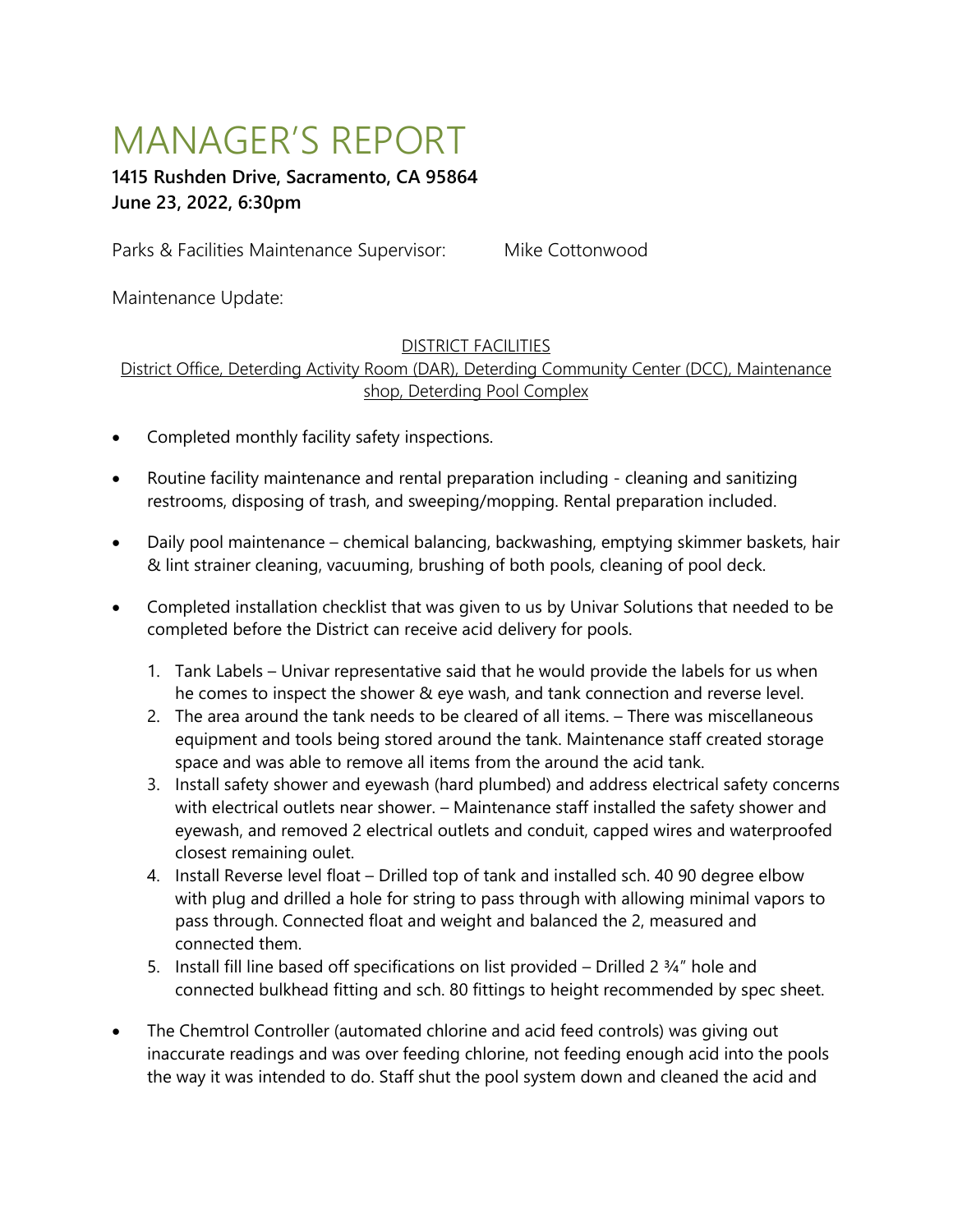# MANAGER'S REPORT

**1415 Rushden Drive, Sacramento, CA 95864**
**June 23, 2022, 6:30pm**

Parks & Facilities Maintenance Supervisor: Mike Cottonwood

Maintenance Update:

<u>DISTRICT FACILITIES</u>

<u>District Office, Deterding Activity Room (DAR), Deterding Community Center (DCC), Maintenance shop, Deterding Pool Complex</u>

- Completed monthly facility safety inspections.
- Routine facility maintenance and rental preparation including - cleaning and sanitizing restrooms, disposing of trash, and sweeping/mopping. Rental preparation included.
- Daily pool maintenance – chemical balancing, backwashing, emptying skimmer baskets, hair & lint strainer cleaning, vacuuming, brushing of both pools, cleaning of pool deck.
- Completed installation checklist that was given to us by Univar Solutions that needed to be completed before the District can receive acid delivery for pools.
    1. Tank Labels – Univar representative said that he would provide the labels for us when he comes to inspect the shower & eye wash, and tank connection and reverse level.
    2. The area around the tank needs to be cleared of all items. – There was miscellaneous equipment and tools being stored around the tank. Maintenance staff created storage space and was able to remove all items from the around the acid tank.
    3. Install safety shower and eyewash (hard plumbed) and address electrical safety concerns with electrical outlets near shower. – Maintenance staff installed the safety shower and eyewash, and removed 2 electrical outlets and conduit, capped wires and waterproofed closest remaining oulet.
    4. Install Reverse level float – Drilled top of tank and installed sch. 40 90 degree elbow with plug and drilled a hole for string to pass through with allowing minimal vapors to pass through. Connected float and weight and balanced the 2, measured and connected them.
    5. Install fill line based off specifications on list provided – Drilled 2 ¾" hole and connected bulkhead fitting and sch. 80 fittings to height recommended by spec sheet.
- The Chemtrol Controller (automated chlorine and acid feed controls) was giving out inaccurate readings and was over feeding chlorine, not feeding enough acid into the pools the way it was intended to do. Staff shut the pool system down and cleaned the acid and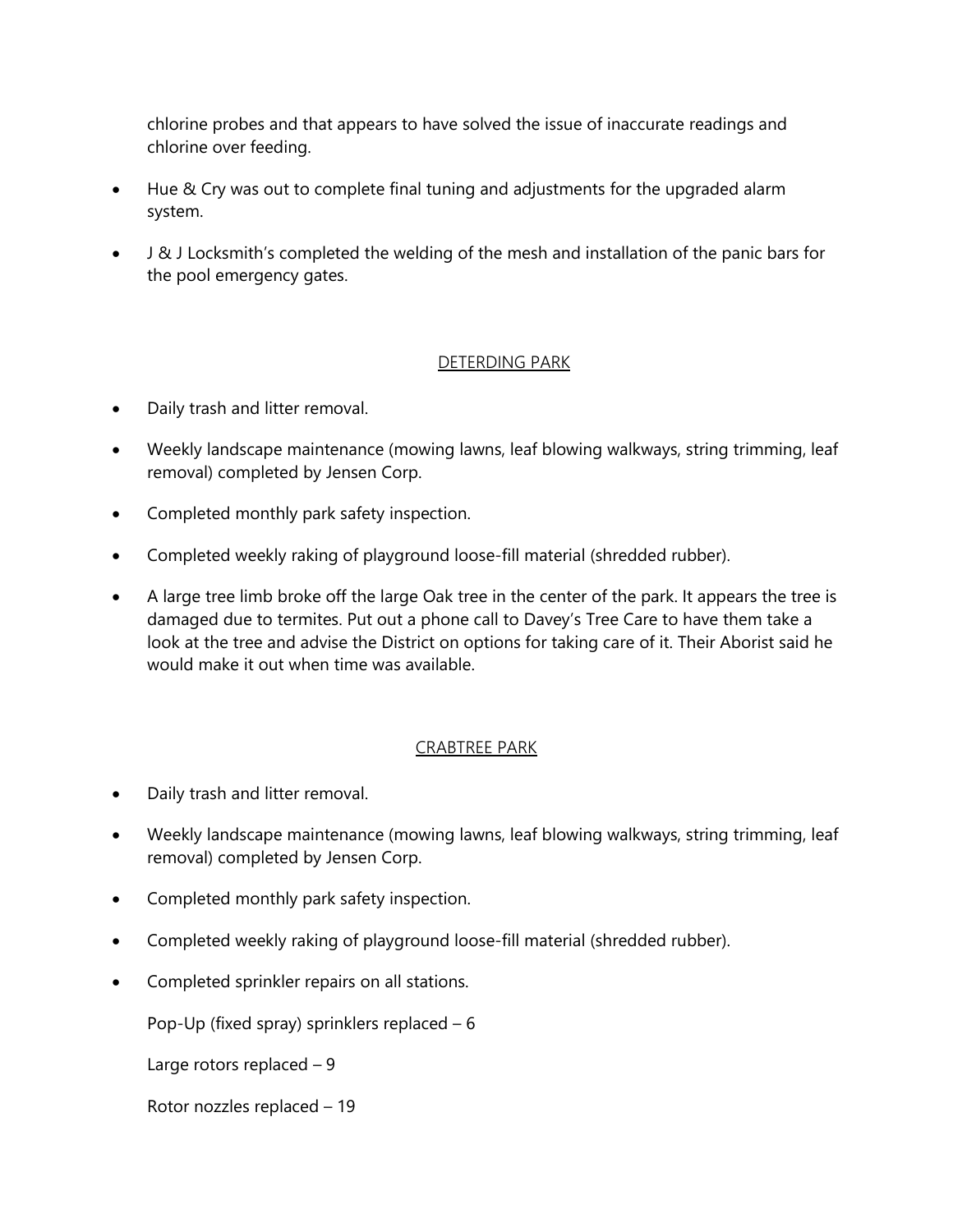chlorine probes and that appears to have solved the issue of inaccurate readings and chlorine over feeding.

- Hue & Cry was out to complete final tuning and adjustments for the upgraded alarm system.
- J & J Locksmith's completed the welding of the mesh and installation of the panic bars for the pool emergency gates.

## DETERDING PARK

- Daily trash and litter removal.
- Weekly landscape maintenance (mowing lawns, leaf blowing walkways, string trimming, leaf removal) completed by Jensen Corp.
- Completed monthly park safety inspection.
- Completed weekly raking of playground loose-fill material (shredded rubber).
- A large tree limb broke off the large Oak tree in the center of the park. It appears the tree is damaged due to termites. Put out a phone call to Davey's Tree Care to have them take a look at the tree and advise the District on options for taking care of it. Their Aborist said he would make it out when time was available.

## CRABTREE PARK

- Daily trash and litter removal.
- Weekly landscape maintenance (mowing lawns, leaf blowing walkways, string trimming, leaf removal) completed by Jensen Corp.
- Completed monthly park safety inspection.
- Completed weekly raking of playground loose-fill material (shredded rubber).
- Completed sprinkler repairs on all stations.

  Pop-Up (fixed spray) sprinklers replaced – 6

  Large rotors replaced – 9

  Rotor nozzles replaced – 19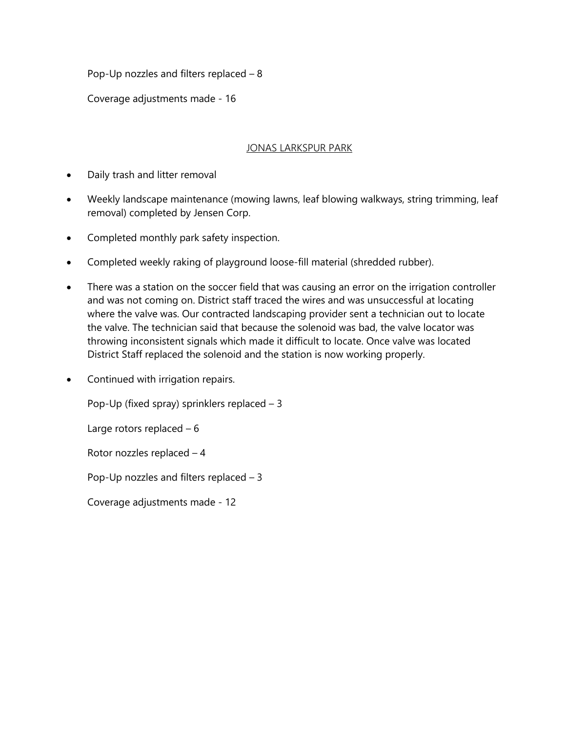Pop-Up nozzles and filters replaced – 8

Coverage adjustments made - 16

## JONAS LARKSPUR PARK

- Daily trash and litter removal
- Weekly landscape maintenance (mowing lawns, leaf blowing walkways, string trimming, leaf removal) completed by Jensen Corp.
- Completed monthly park safety inspection.
- Completed weekly raking of playground loose-fill material (shredded rubber).
- There was a station on the soccer field that was causing an error on the irrigation controller and was not coming on. District staff traced the wires and was unsuccessful at locating where the valve was. Our contracted landscaping provider sent a technician out to locate the valve. The technician said that because the solenoid was bad, the valve locator was throwing inconsistent signals which made it difficult to locate. Once valve was located District Staff replaced the solenoid and the station is now working properly.
- Continued with irrigation repairs.

  Pop-Up (fixed spray) sprinklers replaced – 3

  Large rotors replaced – 6

  Rotor nozzles replaced – 4

  Pop-Up nozzles and filters replaced – 3

  Coverage adjustments made - 12